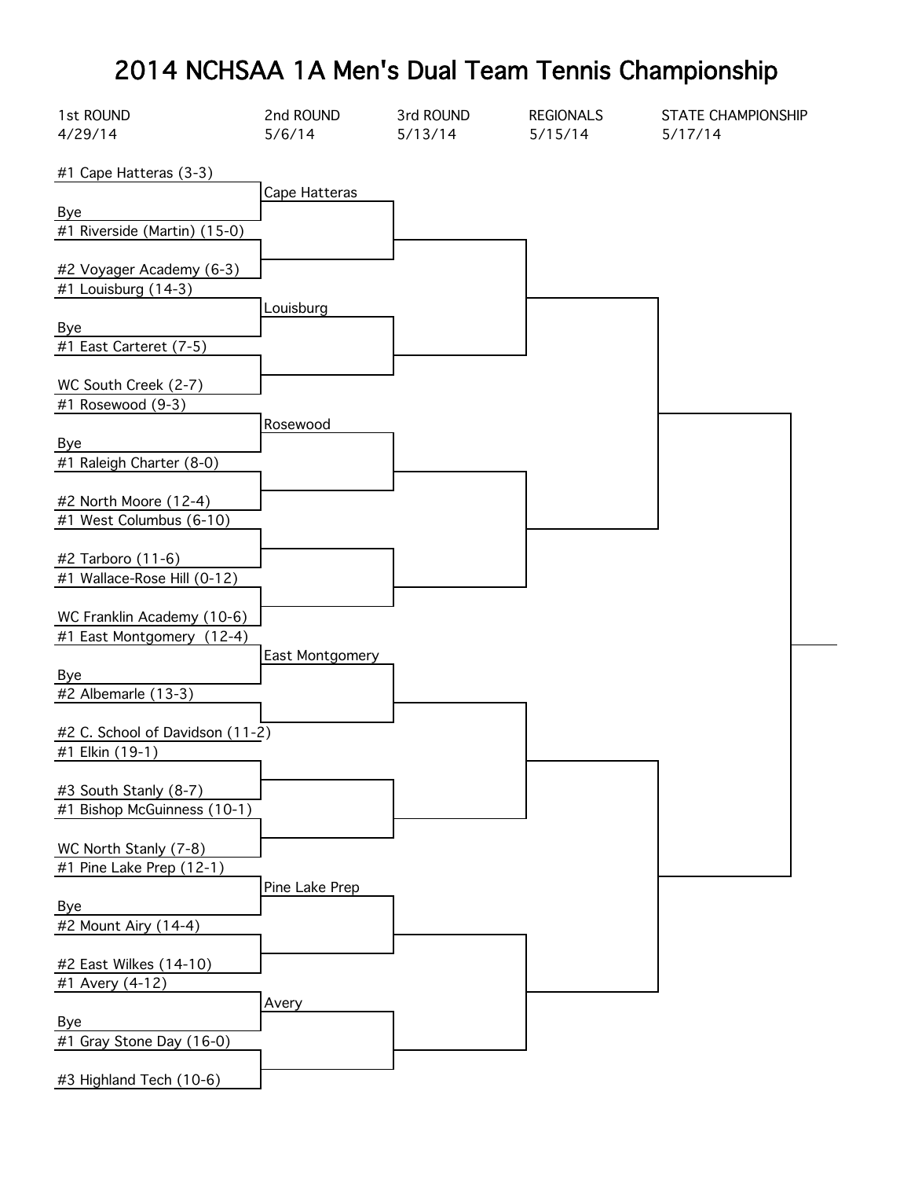# 2014 NCHSAA 1A Men's Dual Team Tennis Championship

1st ROUND
4/29/14

2nd ROUND
5/6/14

3rd ROUND
5/13/14

REGIONALS
5/15/14

STATE CHAMPIONSHIP
5/17/14

#1 Cape Hatteras (3-3)
Bye
Cape Hatteras

#1 Riverside (Martin) (15-0)
#2 Voyager Academy (6-3)

#1 Louisburg (14-3)
Bye
Louisburg

#1 East Carteret (7-5)
WC South Creek (2-7)

#1 Rosewood (9-3)
Bye
Rosewood

#1 Raleigh Charter (8-0)
#2 North Moore (12-4)

#1 West Columbus (6-10)
#2 Tarboro (11-6)

#1 Wallace-Rose Hill (0-12)
WC Franklin Academy (10-6)

#1 East Montgomery (12-4)
Bye
East Montgomery

#2 Albemarle (13-3)
#2 C. School of Davidson (11-2)

#1 Elkin (19-1)
#3 South Stanly (8-7)

#1 Bishop McGuinness (10-1)
WC North Stanly (7-8)

#1 Pine Lake Prep (12-1)
Bye
Pine Lake Prep

#2 Mount Airy (14-4)
#2 East Wilkes (14-10)

#1 Avery (4-12)
Bye
Avery

#1 Gray Stone Day (16-0)
#3 Highland Tech (10-6)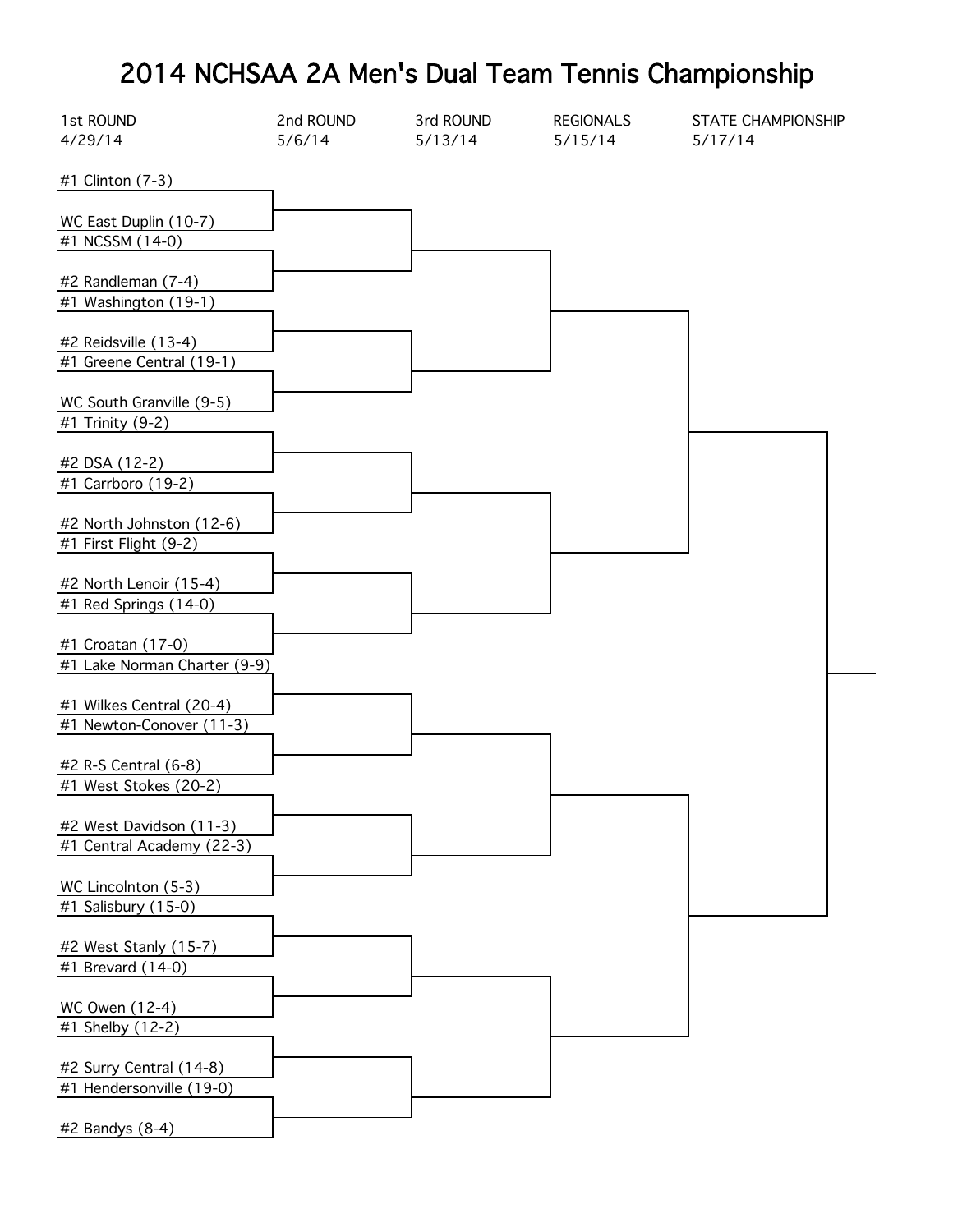# 2014 NCHSAA 2A Men's Dual Team Tennis Championship

| 1st ROUND | 2nd ROUND | 3rd ROUND | REGIONALS | STATE CHAMPIONSHIP |
|---|---|---|---|---|
| 4/29/14 | 5/6/14 | 5/13/14 | 5/15/14 | 5/17/14 |

#1 Clinton (7-3)

WC East Duplin (10-7)

#1 NCSSM (14-0)

#2 Randleman (7-4)

#1 Washington (19-1)

#2 Reidsville (13-4)

#1 Greene Central (19-1)

WC South Granville (9-5)

#1 Trinity (9-2)

#2 DSA (12-2)

#1 Carrboro (19-2)

#2 North Johnston (12-6)

#1 First Flight (9-2)

#2 North Lenoir (15-4)

#1 Red Springs (14-0)

#1 Croatan (17-0)

#1 Lake Norman Charter (9-9)

#1 Wilkes Central (20-4)

#1 Newton-Conover (11-3)

#2 R-S Central (6-8)

#1 West Stokes (20-2)

#2 West Davidson (11-3)

#1 Central Academy (22-3)

WC Lincolnton (5-3)

#1 Salisbury (15-0)

#2 West Stanly (15-7)

#1 Brevard (14-0)

WC Owen (12-4)

#1 Shelby (12-2)

#2 Surry Central (14-8)

#1 Hendersonville (19-0)

#2 Bandys (8-4)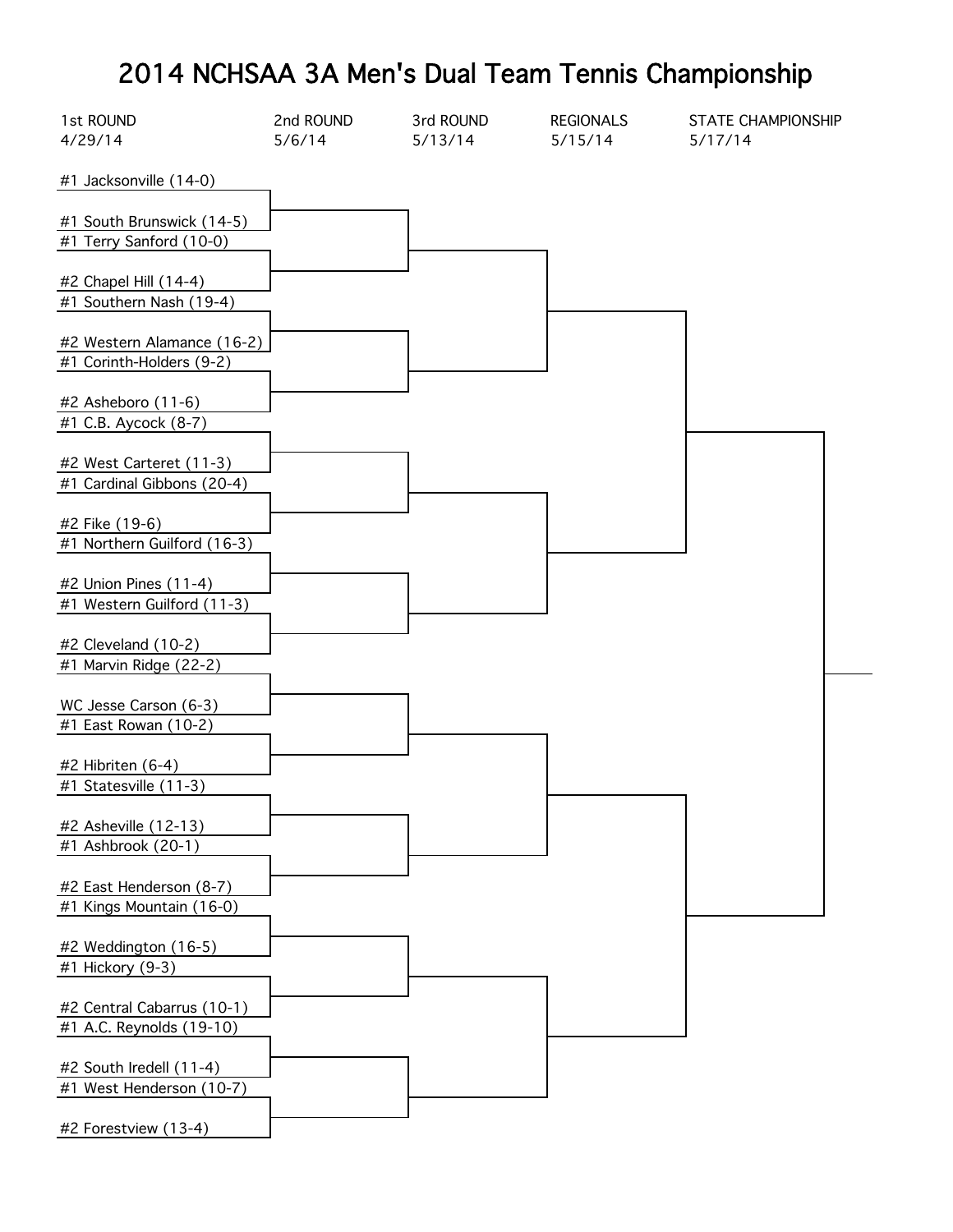# 2014 NCHSAA 3A Men's Dual Team Tennis Championship

| 1st ROUND | 2nd ROUND | 3rd ROUND | REGIONALS | STATE CHAMPIONSHIP |
|---|---|---|---|---|
| 4/29/14 | 5/6/14 | 5/13/14 | 5/15/14 | 5/17/14 |

**1st Round Matchups (4/29/14):**

- #1 Jacksonville (14-0) — Bye
- #1 South Brunswick (14-5) vs. #1 Terry Sanford (10-0)
- #2 Chapel Hill (14-4) vs. #1 Southern Nash (19-4)
- #2 Western Alamance (16-2) vs. #1 Corinth-Holders (9-2)
- #2 Asheboro (11-6) vs. #1 C.B. Aycock (8-7)
- #2 West Carteret (11-3) vs. #1 Cardinal Gibbons (20-4)
- #2 Fike (19-6) vs. #1 Northern Guilford (16-3)
- #2 Union Pines (11-4) vs. #1 Western Guilford (11-3)
- #2 Cleveland (10-2) vs. #1 Marvin Ridge (22-2)
- WC Jesse Carson (6-3) vs. #1 East Rowan (10-2)
- #2 Hibriten (6-4) vs. #1 Statesville (11-3)
- #2 Asheville (12-13) vs. #1 Ashbrook (20-1)
- #2 East Henderson (8-7) vs. #1 Kings Mountain (16-0)
- #2 Weddington (16-5) vs. #1 Hickory (9-3)
- #2 Central Cabarrus (10-1) vs. #1 A.C. Reynolds (19-10)
- #2 South Iredell (11-4) vs. #1 West Henderson (10-7)
- #2 Forestview (13-4) — Bye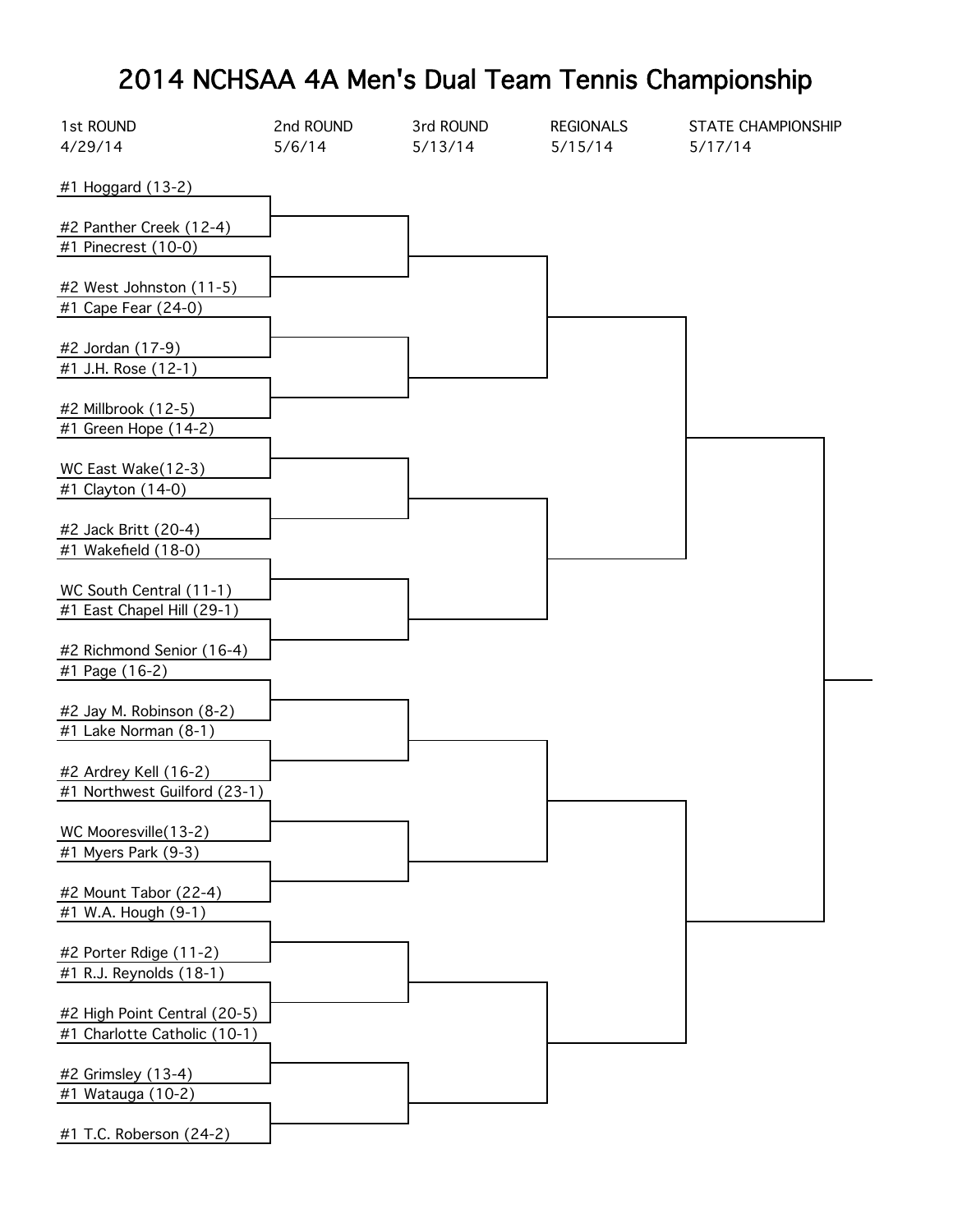# 2014 NCHSAA 4A Men's Dual Team Tennis Championship

1st ROUND
4/29/14

2nd ROUND
5/6/14

3rd ROUND
5/13/14

REGIONALS
5/15/14

STATE CHAMPIONSHIP
5/17/14

#1 Hoggard (13-2)

#2 Panther Creek (12-4)

#1 Pinecrest (10-0)

#2 West Johnston (11-5)

#1 Cape Fear (24-0)

#2 Jordan (17-9)

#1 J.H. Rose (12-1)

#2 Millbrook (12-5)

#1 Green Hope (14-2)

WC East Wake(12-3)

#1 Clayton (14-0)

#2 Jack Britt (20-4)

#1 Wakefield (18-0)

WC South Central (11-1)

#1 East Chapel Hill (29-1)

#2 Richmond Senior (16-4)

#1 Page (16-2)

#2 Jay M. Robinson (8-2)

#1 Lake Norman (8-1)

#2 Ardrey Kell (16-2)

#1 Northwest Guilford (23-1)

WC Mooresville(13-2)

#1 Myers Park (9-3)

#2 Mount Tabor (22-4)

#1 W.A. Hough (9-1)

#2 Porter Rdige (11-2)

#1 R.J. Reynolds (18-1)

#2 High Point Central (20-5)

#1 Charlotte Catholic (10-1)

#2 Grimsley (13-4)

#1 Watauga (10-2)

#1 T.C. Roberson (24-2)